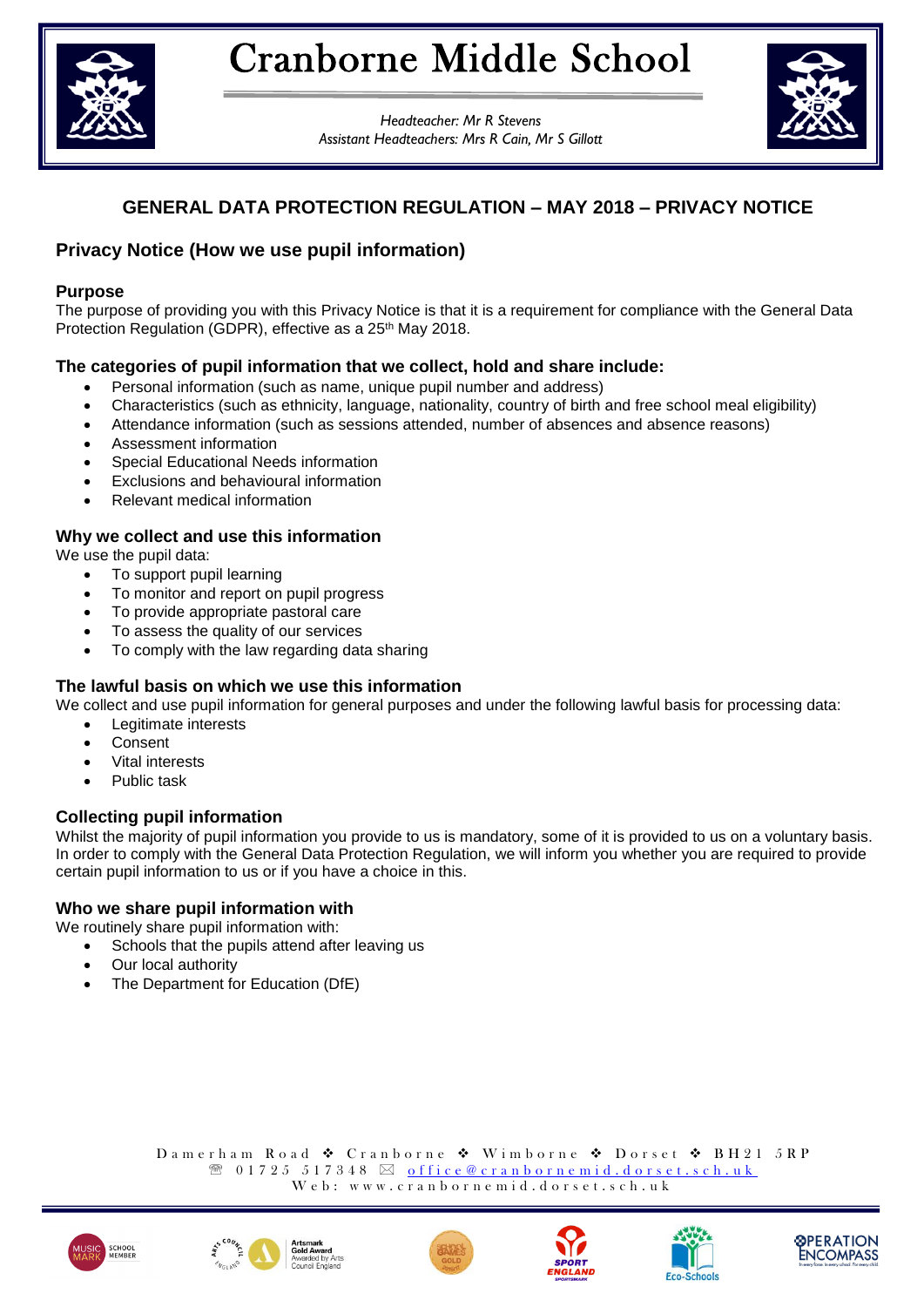# Cranborne Middle School

*Headteacher: Mr R Stevens*
*Assistant Headteachers: Mrs R Cain, Mr S Gillott*

## GENERAL DATA PROTECTION REGULATION – MAY 2018 – PRIVACY NOTICE

## Privacy Notice (How we use pupil information)

### Purpose

The purpose of providing you with this Privacy Notice is that it is a requirement for compliance with the General Data Protection Regulation (GDPR), effective as a 25th May 2018.

### The categories of pupil information that we collect, hold and share include:

- Personal information (such as name, unique pupil number and address)
- Characteristics (such as ethnicity, language, nationality, country of birth and free school meal eligibility)
- Attendance information (such as sessions attended, number of absences and absence reasons)
- Assessment information
- Special Educational Needs information
- Exclusions and behavioural information
- Relevant medical information

### Why we collect and use this information

We use the pupil data:

- To support pupil learning
- To monitor and report on pupil progress
- To provide appropriate pastoral care
- To assess the quality of our services
- To comply with the law regarding data sharing

### The lawful basis on which we use this information

We collect and use pupil information for general purposes and under the following lawful basis for processing data:

- Legitimate interests
- Consent
- Vital interests
- Public task

### Collecting pupil information

Whilst the majority of pupil information you provide to us is mandatory, some of it is provided to us on a voluntary basis. In order to comply with the General Data Protection Regulation, we will inform you whether you are required to provide certain pupil information to us or if you have a choice in this.

### Who we share pupil information with

We routinely share pupil information with:

- Schools that the pupils attend after leaving us
- Our local authority
- The Department for Education (DfE)

Damerham Road ❖ Cranborne ❖ Wimborne ❖ Dorset ❖ BH21 5RP
☏ 01725 517348 ✉ office@cranbornemid.dorset.sch.uk
Web: www.cranbornemid.dorset.sch.uk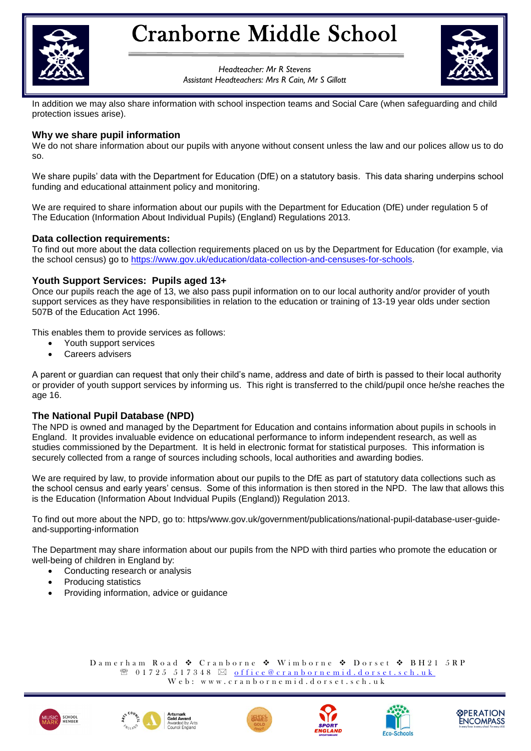In addition we may also share information with school inspection teams and Social Care (when safeguarding and child protection issues arise).

### Why we share pupil information

We do not share information about our pupils with anyone without consent unless the law and our polices allow us to do so.

We share pupils' data with the Department for Education (DfE) on a statutory basis. This data sharing underpins school funding and educational attainment policy and monitoring.

We are required to share information about our pupils with the Department for Education (DfE) under regulation 5 of The Education (Information About Individual Pupils) (England) Regulations 2013.

### Data collection requirements:

To find out more about the data collection requirements placed on us by the Department for Education (for example, via the school census) go to [https://www.gov.uk/education/data-collection-and-censuses-for-schools](https://www.gov.uk/education/data-collection-and-censuses-for-schools).

### Youth Support Services: Pupils aged 13+

Once our pupils reach the age of 13, we also pass pupil information on to our local authority and/or provider of youth support services as they have responsibilities in relation to the education or training of 13-19 year olds under section 507B of the Education Act 1996.

This enables them to provide services as follows:

- Youth support services
- Careers advisers

A parent or guardian can request that only their child's name, address and date of birth is passed to their local authority or provider of youth support services by informing us. This right is transferred to the child/pupil once he/she reaches the age 16.

### The National Pupil Database (NPD)

The NPD is owned and managed by the Department for Education and contains information about pupils in schools in England. It provides invaluable evidence on educational performance to inform independent research, as well as studies commissioned by the Department. It is held in electronic format for statistical purposes. This information is securely collected from a range of sources including schools, local authorities and awarding bodies.

We are required by law, to provide information about our pupils to the DfE as part of statutory data collections such as the school census and early years' census. Some of this information is then stored in the NPD. The law that allows this is the Education (Information About Indvidual Pupils (England)) Regulation 2013.

To find out more about the NPD, go to: https/www.gov.uk/government/publications/national-pupil-database-user-guide-and-supporting-information

The Department may share information about our pupils from the NPD with third parties who promote the education or well-being of children in England by:

- Conducting research or analysis
- Producing statistics
- Providing information, advice or guidance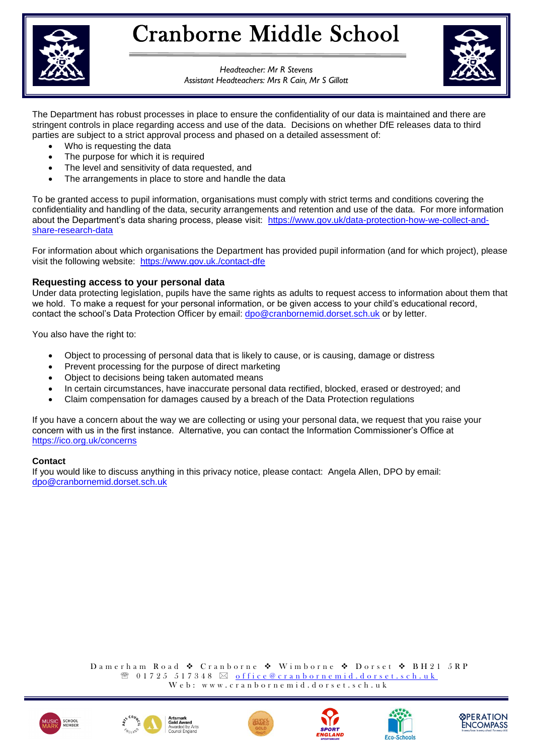The Department has robust processes in place to ensure the confidentiality of our data is maintained and there are stringent controls in place regarding access and use of the data. Decisions on whether DfE releases data to third parties are subject to a strict approval process and phased on a detailed assessment of:

- Who is requesting the data
- The purpose for which it is required
- The level and sensitivity of data requested, and
- The arrangements in place to store and handle the data

To be granted access to pupil information, organisations must comply with strict terms and conditions covering the confidentiality and handling of the data, security arrangements and retention and use of the data. For more information about the Department's data sharing process, please visit: https://www.gov.uk/data-protection-how-we-collect-and-share-research-data

For information about which organisations the Department has provided pupil information (and for which project), please visit the following website: https://www.gov.uk./contact-dfe

### Requesting access to your personal data

Under data protecting legislation, pupils have the same rights as adults to request access to information about them that we hold. To make a request for your personal information, or be given access to your child's educational record, contact the school's Data Protection Officer by email: dpo@cranbornemid.dorset.sch.uk or by letter.

You also have the right to:

- Object to processing of personal data that is likely to cause, or is causing, damage or distress
- Prevent processing for the purpose of direct marketing
- Object to decisions being taken automated means
- In certain circumstances, have inaccurate personal data rectified, blocked, erased or destroyed; and
- Claim compensation for damages caused by a breach of the Data Protection regulations

If you have a concern about the way we are collecting or using your personal data, we request that you raise your concern with us in the first instance. Alternative, you can contact the Information Commissioner's Office at https://ico.org.uk/concerns

**Contact**

If you would like to discuss anything in this privacy notice, please contact: Angela Allen, DPO by email: dpo@cranbornemid.dorset.sch.uk